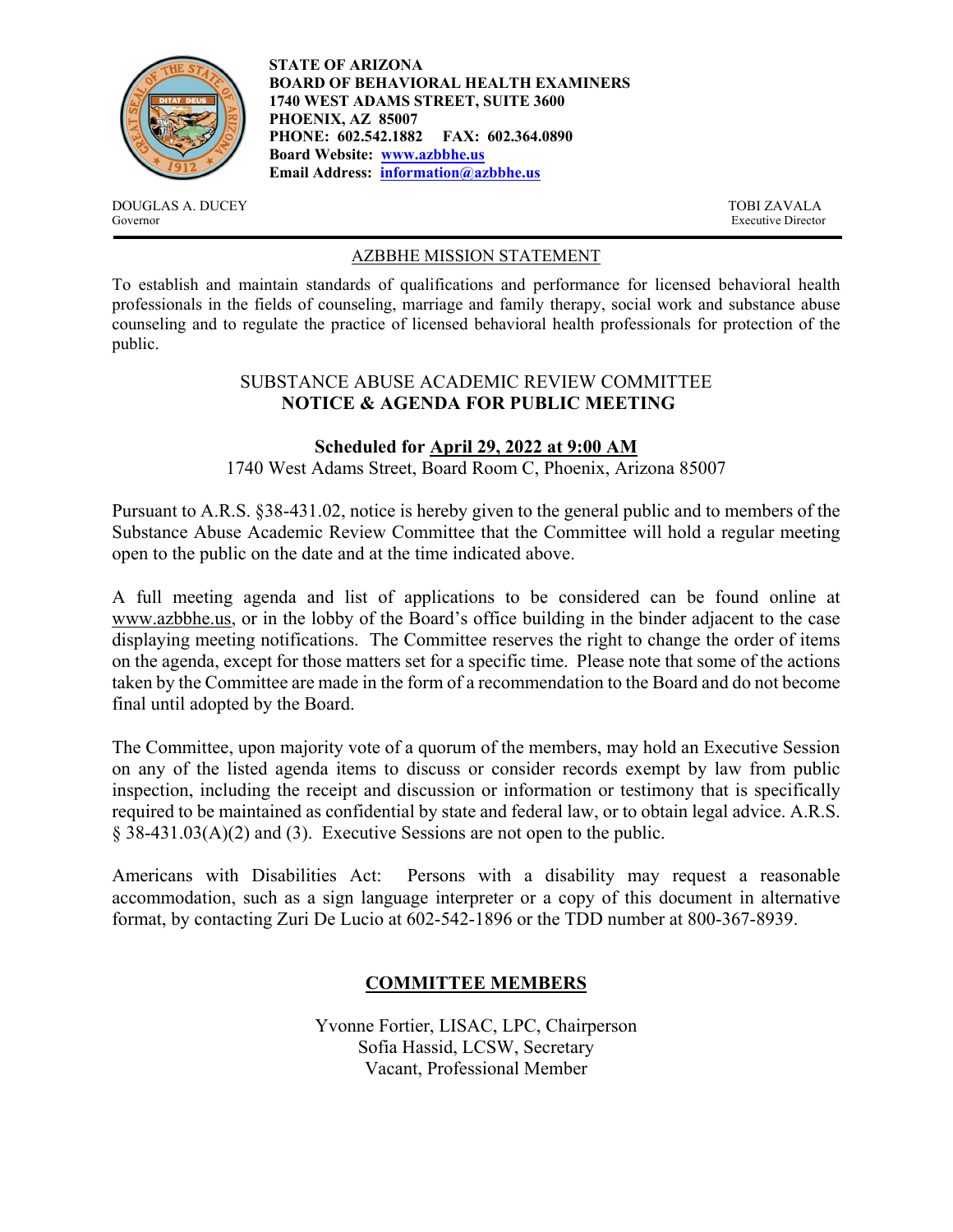**STATE OF ARIZONA**
**BOARD OF BEHAVIORAL HEALTH EXAMINERS**
**1740 WEST ADAMS STREET, SUITE 3600**
**PHOENIX, AZ 85007**
**PHONE: 602.542.1882 FAX: 602.364.0890**
**Board Website: [www.azbbhe.us](http://www.azbbhe.us)**
**Email Address: [information@azbbhe.us](mailto:information@azbbhe.us)**

DOUGLAS A. DUCEY
Governor

TOBI ZAVALA
Executive Director

---

AZBBHE MISSION STATEMENT

To establish and maintain standards of qualifications and performance for licensed behavioral health professionals in the fields of counseling, marriage and family therapy, social work and substance abuse counseling and to regulate the practice of licensed behavioral health professionals for protection of the public.

SUBSTANCE ABUSE ACADEMIC REVIEW COMMITTEE
**NOTICE & AGENDA FOR PUBLIC MEETING**

**Scheduled for April 29, 2022 at 9:00 AM**
1740 West Adams Street, Board Room C, Phoenix, Arizona 85007

Pursuant to A.R.S. §38-431.02, notice is hereby given to the general public and to members of the Substance Abuse Academic Review Committee that the Committee will hold a regular meeting open to the public on the date and at the time indicated above.

A full meeting agenda and list of applications to be considered can be found online at www.azbbhe.us, or in the lobby of the Board's office building in the binder adjacent to the case displaying meeting notifications. The Committee reserves the right to change the order of items on the agenda, except for those matters set for a specific time. Please note that some of the actions taken by the Committee are made in the form of a recommendation to the Board and do not become final until adopted by the Board.

The Committee, upon majority vote of a quorum of the members, may hold an Executive Session on any of the listed agenda items to discuss or consider records exempt by law from public inspection, including the receipt and discussion or information or testimony that is specifically required to be maintained as confidential by state and federal law, or to obtain legal advice. A.R.S. § 38-431.03(A)(2) and (3). Executive Sessions are not open to the public.

Americans with Disabilities Act: Persons with a disability may request a reasonable accommodation, such as a sign language interpreter or a copy of this document in alternative format, by contacting Zuri De Lucio at 602-542-1896 or the TDD number at 800-367-8939.

## COMMITTEE MEMBERS

Yvonne Fortier, LISAC, LPC, Chairperson
Sofia Hassid, LCSW, Secretary
Vacant, Professional Member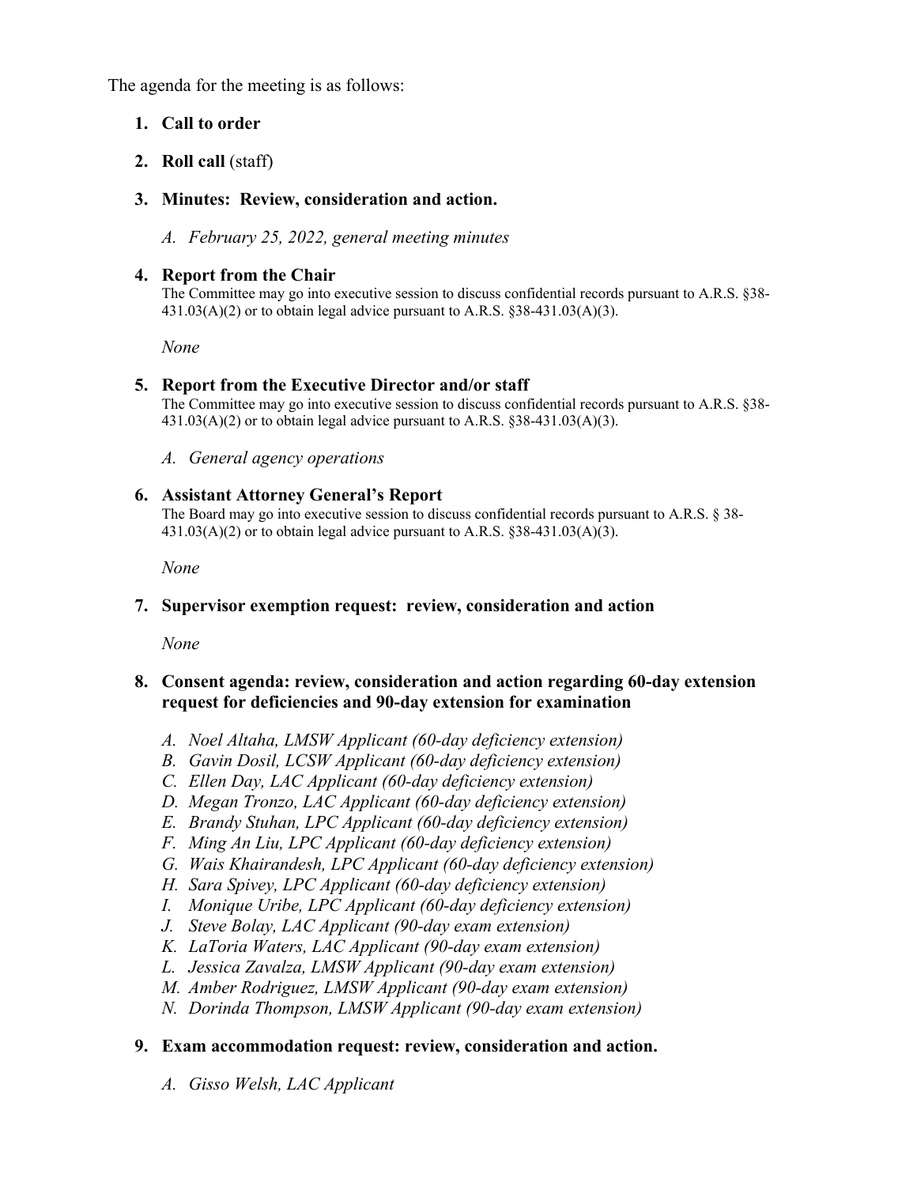The agenda for the meeting is as follows:

1. **Call to order**

2. **Roll call** (staff)

3. **Minutes: Review, consideration and action.**

   A. *February 25, 2022, general meeting minutes*

4. **Report from the Chair**
   The Committee may go into executive session to discuss confidential records pursuant to A.R.S. §38-431.03(A)(2) or to obtain legal advice pursuant to A.R.S. §38-431.03(A)(3).

   *None*

5. **Report from the Executive Director and/or staff**
   The Committee may go into executive session to discuss confidential records pursuant to A.R.S. §38-431.03(A)(2) or to obtain legal advice pursuant to A.R.S. §38-431.03(A)(3).

   A. *General agency operations*

6. **Assistant Attorney General's Report**
   The Board may go into executive session to discuss confidential records pursuant to A.R.S. § 38-431.03(A)(2) or to obtain legal advice pursuant to A.R.S. §38-431.03(A)(3).

   *None*

7. **Supervisor exemption request: review, consideration and action**

   *None*

8. **Consent agenda: review, consideration and action regarding 60-day extension request for deficiencies and 90-day extension for examination**

   A. *Noel Altaha, LMSW Applicant (60-day deficiency extension)*
   B. *Gavin Dosil, LCSW Applicant (60-day deficiency extension)*
   C. *Ellen Day, LAC Applicant (60-day deficiency extension)*
   D. *Megan Tronzo, LAC Applicant (60-day deficiency extension)*
   E. *Brandy Stuhan, LPC Applicant (60-day deficiency extension)*
   F. *Ming An Liu, LPC Applicant (60-day deficiency extension)*
   G. *Wais Khairandesh, LPC Applicant (60-day deficiency extension)*
   H. *Sara Spivey, LPC Applicant (60-day deficiency extension)*
   I. *Monique Uribe, LPC Applicant (60-day deficiency extension)*
   J. *Steve Bolay, LAC Applicant (90-day exam extension)*
   K. *LaToria Waters, LAC Applicant (90-day exam extension)*
   L. *Jessica Zavalza, LMSW Applicant (90-day exam extension)*
   M. *Amber Rodriguez, LMSW Applicant (90-day exam extension)*
   N. *Dorinda Thompson, LMSW Applicant (90-day exam extension)*

9. **Exam accommodation request: review, consideration and action.**

   A. *Gisso Welsh, LAC Applicant*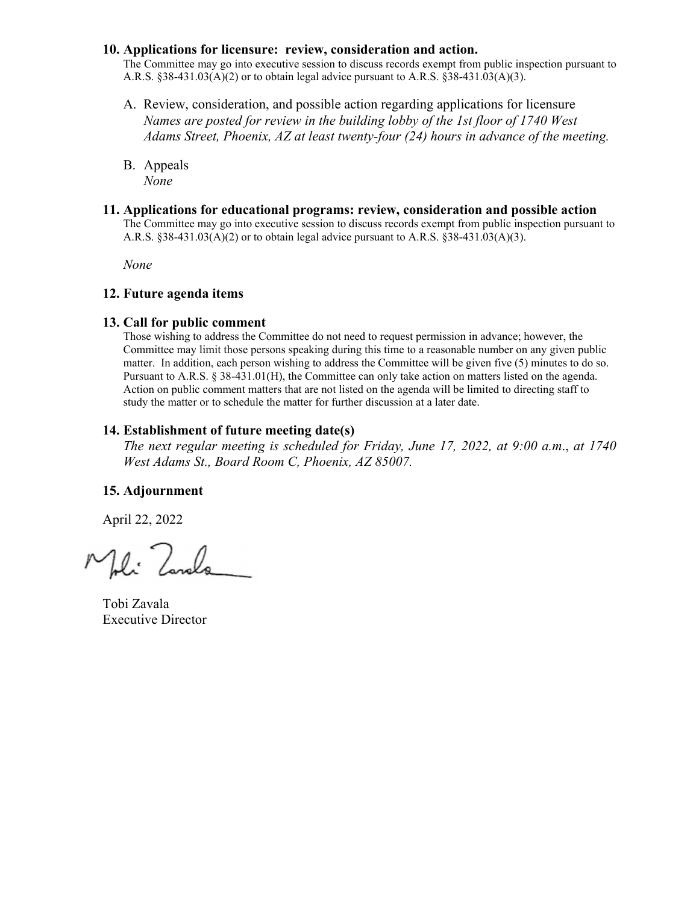**10. Applications for licensure: review, consideration and action.**

The Committee may go into executive session to discuss records exempt from public inspection pursuant to A.R.S. §38-431.03(A)(2) or to obtain legal advice pursuant to A.R.S. §38-431.03(A)(3).

A. Review, consideration, and possible action regarding applications for licensure
*Names are posted for review in the building lobby of the 1st floor of 1740 West Adams Street, Phoenix, AZ at least twenty-four (24) hours in advance of the meeting.*

B. Appeals
*None*

**11. Applications for educational programs: review, consideration and possible action**

The Committee may go into executive session to discuss records exempt from public inspection pursuant to A.R.S. §38-431.03(A)(2) or to obtain legal advice pursuant to A.R.S. §38-431.03(A)(3).

*None*

**12. Future agenda items**

**13. Call for public comment**

Those wishing to address the Committee do not need to request permission in advance; however, the Committee may limit those persons speaking during this time to a reasonable number on any given public matter. In addition, each person wishing to address the Committee will be given five (5) minutes to do so. Pursuant to A.R.S. § 38-431.01(H), the Committee can only take action on matters listed on the agenda. Action on public comment matters that are not listed on the agenda will be limited to directing staff to study the matter or to schedule the matter for further discussion at a later date.

**14. Establishment of future meeting date(s)**

*The next regular meeting is scheduled for Friday, June 17, 2022, at 9:00 a.m., at 1740 West Adams St., Board Room C, Phoenix, AZ 85007.*

**15. Adjournment**

April 22, 2022

Tobi Zavala
Executive Director